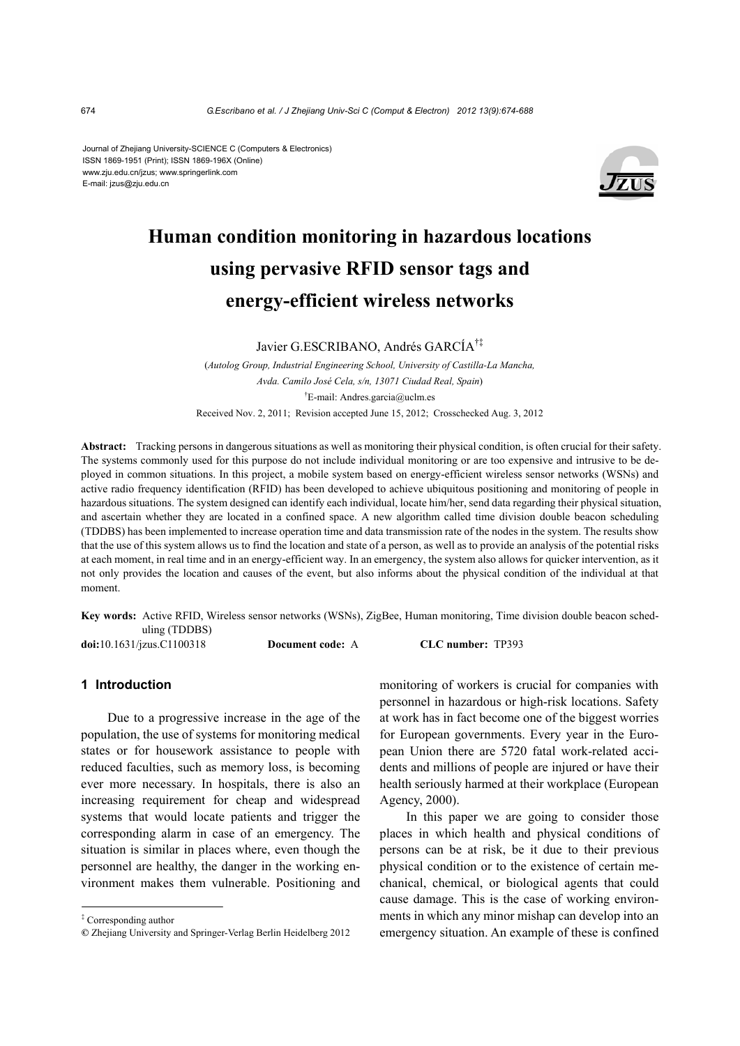Journal of Zhejiang University-SCIENCE C (Computers & Electronics)
ISSN 1869-1951 (Print); ISSN 1869-196X (Online)
www.zju.edu.cn/jzus; www.springerlink.com
E-mail: jzus@zju.edu.cn

# Human condition monitoring in hazardous locations using pervasive RFID sensor tags and energy-efficient wireless networks

Javier G.ESCRIBANO, Andrés GARCÍA[†‡]

(*Autolog Group, Industrial Engineering School, University of Castilla-La Mancha, Avda. Camilo José Cela, s/n, 13071 Ciudad Real, Spain*)

[†]E-mail: Andres.garcia@uclm.es

Received Nov. 2, 2011; Revision accepted June 15, 2012; Crosschecked Aug. 3, 2012

**Abstract:** Tracking persons in dangerous situations as well as monitoring their physical condition, is often crucial for their safety. The systems commonly used for this purpose do not include individual monitoring or are too expensive and intrusive to be deployed in common situations. In this project, a mobile system based on energy-efficient wireless sensor networks (WSNs) and active radio frequency identification (RFID) has been developed to achieve ubiquitous positioning and monitoring of people in hazardous situations. The system designed can identify each individual, locate him/her, send data regarding their physical situation, and ascertain whether they are located in a confined space. A new algorithm called time division double beacon scheduling (TDDBS) has been implemented to increase operation time and data transmission rate of the nodes in the system. The results show that the use of this system allows us to find the location and state of a person, as well as to provide an analysis of the potential risks at each moment, in real time and in an energy-efficient way. In an emergency, the system also allows for quicker intervention, as it not only provides the location and causes of the event, but also informs about the physical condition of the individual at that moment.

**Key words:** Active RFID, Wireless sensor networks (WSNs), ZigBee, Human monitoring, Time division double beacon scheduling (TDDBS)

**doi:**10.1631/jzus.C1100318 **Document code:** A **CLC number:** TP393

## 1 Introduction

Due to a progressive increase in the age of the population, the use of systems for monitoring medical states or for housework assistance to people with reduced faculties, such as memory loss, is becoming ever more necessary. In hospitals, there is also an increasing requirement for cheap and widespread systems that would locate patients and trigger the corresponding alarm in case of an emergency. The situation is similar in places where, even though the personnel are healthy, the danger in the working environment makes them vulnerable. Positioning and monitoring of workers is crucial for companies with personnel in hazardous or high-risk locations. Safety at work has in fact become one of the biggest worries for European governments. Every year in the European Union there are 5720 fatal work-related accidents and millions of people are injured or have their health seriously harmed at their workplace (European Agency, 2000).

In this paper we are going to consider those places in which health and physical conditions of persons can be at risk, be it due to their previous physical condition or to the existence of certain mechanical, chemical, or biological agents that could cause damage. This is the case of working environments in which any minor mishap can develop into an emergency situation. An example of these is confined

---

[‡] Corresponding author

© Zhejiang University and Springer-Verlag Berlin Heidelberg 2012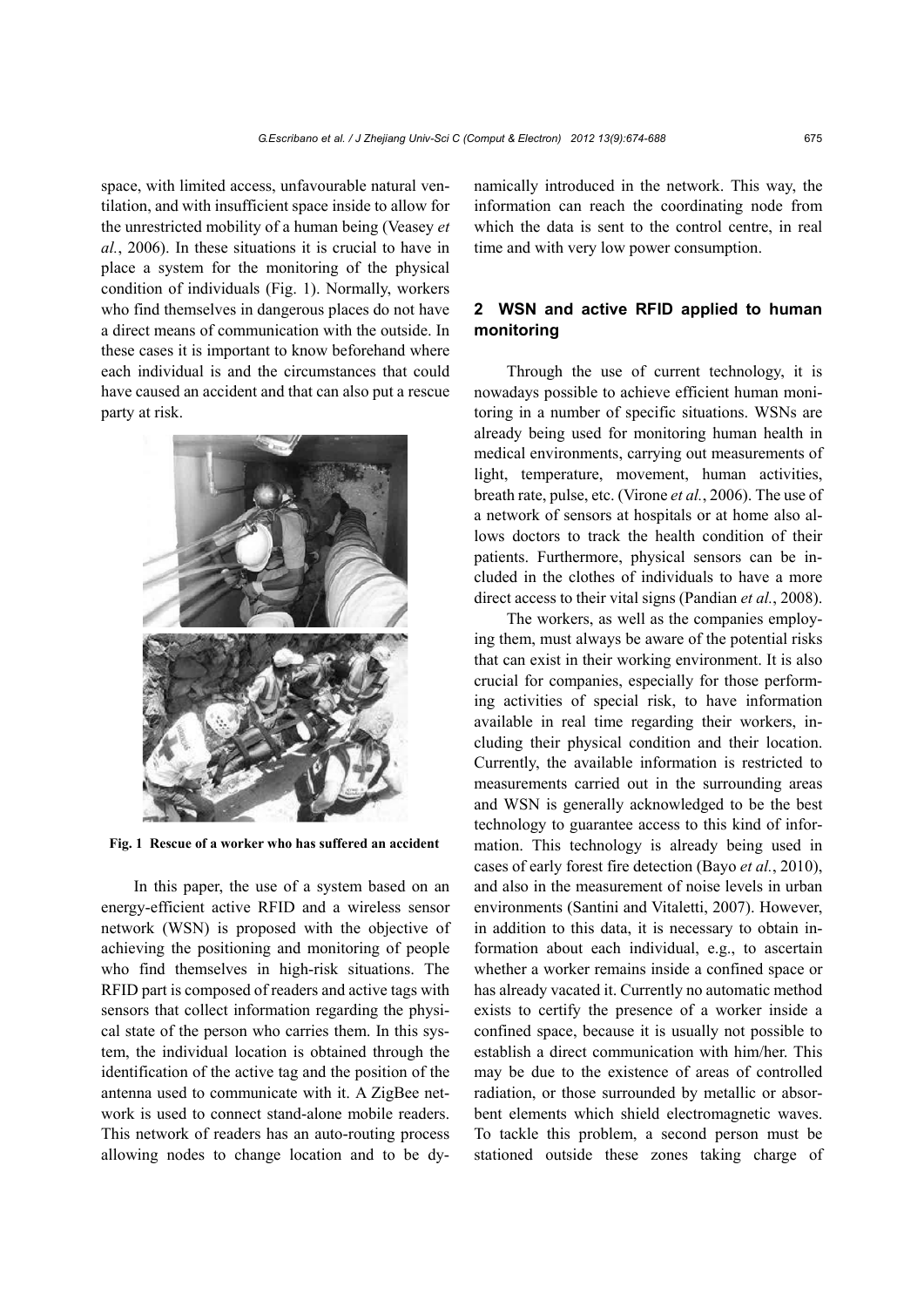space, with limited access, unfavourable natural ventilation, and with insufficient space inside to allow for the unrestricted mobility of a human being (Veasey *et al.*, 2006). In these situations it is crucial to have in place a system for the monitoring of the physical condition of individuals (Fig. 1). Normally, workers who find themselves in dangerous places do not have a direct means of communication with the outside. In these cases it is important to know beforehand where each individual is and the circumstances that could have caused an accident and that can also put a rescue party at risk.

**Fig. 1 Rescue of a worker who has suffered an accident**

In this paper, the use of a system based on an energy-efficient active RFID and a wireless sensor network (WSN) is proposed with the objective of achieving the positioning and monitoring of people who find themselves in high-risk situations. The RFID part is composed of readers and active tags with sensors that collect information regarding the physical state of the person who carries them. In this system, the individual location is obtained through the identification of the active tag and the position of the antenna used to communicate with it. A ZigBee network is used to connect stand-alone mobile readers. This network of readers has an auto-routing process allowing nodes to change location and to be dynamically introduced in the network. This way, the information can reach the coordinating node from which the data is sent to the control centre, in real time and with very low power consumption.

## 2 WSN and active RFID applied to human monitoring

Through the use of current technology, it is nowadays possible to achieve efficient human monitoring in a number of specific situations. WSNs are already being used for monitoring human health in medical environments, carrying out measurements of light, temperature, movement, human activities, breath rate, pulse, etc. (Virone *et al.*, 2006). The use of a network of sensors at hospitals or at home also allows doctors to track the health condition of their patients. Furthermore, physical sensors can be included in the clothes of individuals to have a more direct access to their vital signs (Pandian *et al.*, 2008).

The workers, as well as the companies employing them, must always be aware of the potential risks that can exist in their working environment. It is also crucial for companies, especially for those performing activities of special risk, to have information available in real time regarding their workers, including their physical condition and their location. Currently, the available information is restricted to measurements carried out in the surrounding areas and WSN is generally acknowledged to be the best technology to guarantee access to this kind of information. This technology is already being used in cases of early forest fire detection (Bayo *et al.*, 2010), and also in the measurement of noise levels in urban environments (Santini and Vitaletti, 2007). However, in addition to this data, it is necessary to obtain information about each individual, e.g., to ascertain whether a worker remains inside a confined space or has already vacated it. Currently no automatic method exists to certify the presence of a worker inside a confined space, because it is usually not possible to establish a direct communication with him/her. This may be due to the existence of areas of controlled radiation, or those surrounded by metallic or absorbent elements which shield electromagnetic waves. To tackle this problem, a second person must be stationed outside these zones taking charge of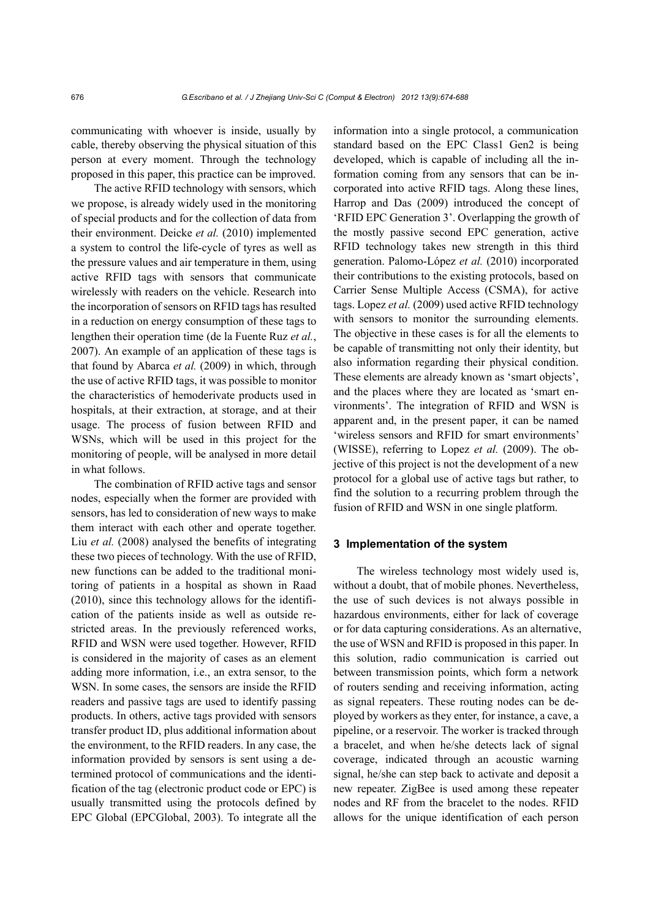communicating with whoever is inside, usually by cable, thereby observing the physical situation of this person at every moment. Through the technology proposed in this paper, this practice can be improved.

The active RFID technology with sensors, which we propose, is already widely used in the monitoring of special products and for the collection of data from their environment. Deicke *et al.* (2010) implemented a system to control the life-cycle of tyres as well as the pressure values and air temperature in them, using active RFID tags with sensors that communicate wirelessly with readers on the vehicle. Research into the incorporation of sensors on RFID tags has resulted in a reduction on energy consumption of these tags to lengthen their operation time (de la Fuente Ruz *et al.*, 2007). An example of an application of these tags is that found by Abarca *et al.* (2009) in which, through the use of active RFID tags, it was possible to monitor the characteristics of hemoderivate products used in hospitals, at their extraction, at storage, and at their usage. The process of fusion between RFID and WSNs, which will be used in this project for the monitoring of people, will be analysed in more detail in what follows.

The combination of RFID active tags and sensor nodes, especially when the former are provided with sensors, has led to consideration of new ways to make them interact with each other and operate together. Liu *et al.* (2008) analysed the benefits of integrating these two pieces of technology. With the use of RFID, new functions can be added to the traditional monitoring of patients in a hospital as shown in Raad (2010), since this technology allows for the identification of the patients inside as well as outside restricted areas. In the previously referenced works, RFID and WSN were used together. However, RFID is considered in the majority of cases as an element adding more information, i.e., an extra sensor, to the WSN. In some cases, the sensors are inside the RFID readers and passive tags are used to identify passing products. In others, active tags provided with sensors transfer product ID, plus additional information about the environment, to the RFID readers. In any case, the information provided by sensors is sent using a determined protocol of communications and the identification of the tag (electronic product code or EPC) is usually transmitted using the protocols defined by EPC Global (EPCGlobal, 2003). To integrate all the information into a single protocol, a communication standard based on the EPC Class1 Gen2 is being developed, which is capable of including all the information coming from any sensors that can be incorporated into active RFID tags. Along these lines, Harrop and Das (2009) introduced the concept of 'RFID EPC Generation 3'. Overlapping the growth of the mostly passive second EPC generation, active RFID technology takes new strength in this third generation. Palomo-López *et al.* (2010) incorporated their contributions to the existing protocols, based on Carrier Sense Multiple Access (CSMA), for active tags. Lopez *et al.* (2009) used active RFID technology with sensors to monitor the surrounding elements. The objective in these cases is for all the elements to be capable of transmitting not only their identity, but also information regarding their physical condition. These elements are already known as 'smart objects', and the places where they are located as 'smart environments'. The integration of RFID and WSN is apparent and, in the present paper, it can be named 'wireless sensors and RFID for smart environments' (WISSE), referring to Lopez *et al.* (2009). The objective of this project is not the development of a new protocol for a global use of active tags but rather, to find the solution to a recurring problem through the fusion of RFID and WSN in one single platform.

## 3 Implementation of the system

The wireless technology most widely used is, without a doubt, that of mobile phones. Nevertheless, the use of such devices is not always possible in hazardous environments, either for lack of coverage or for data capturing considerations. As an alternative, the use of WSN and RFID is proposed in this paper. In this solution, radio communication is carried out between transmission points, which form a network of routers sending and receiving information, acting as signal repeaters. These routing nodes can be deployed by workers as they enter, for instance, a cave, a pipeline, or a reservoir. The worker is tracked through a bracelet, and when he/she detects lack of signal coverage, indicated through an acoustic warning signal, he/she can step back to activate and deposit a new repeater. ZigBee is used among these repeater nodes and RF from the bracelet to the nodes. RFID allows for the unique identification of each person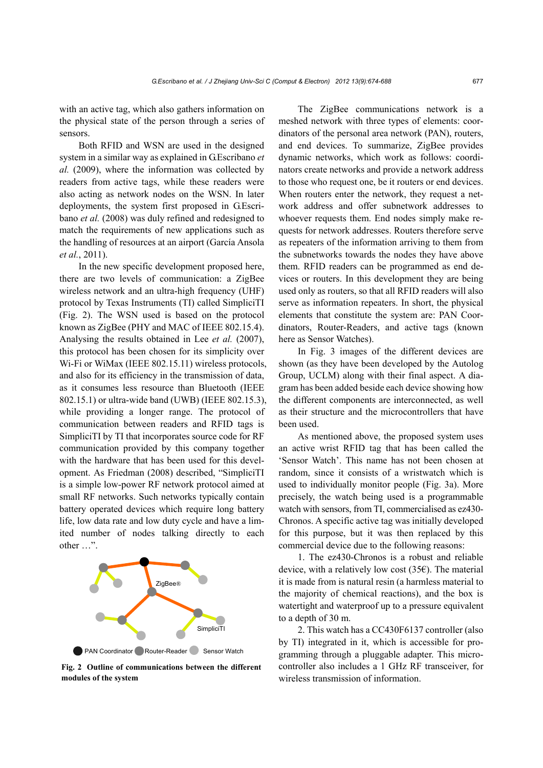with an active tag, which also gathers information on the physical state of the person through a series of sensors.

Both RFID and WSN are used in the designed system in a similar way as explained in G.Escribano *et al.* (2009), where the information was collected by readers from active tags, while these readers were also acting as network nodes on the WSN. In later deployments, the system first proposed in G.Escribano *et al.* (2008) was duly refined and redesigned to match the requirements of new applications such as the handling of resources at an airport (García Ansola *et al.*, 2011).

In the new specific development proposed here, there are two levels of communication: a ZigBee wireless network and an ultra-high frequency (UHF) protocol by Texas Instruments (TI) called SimpliciTI (Fig. 2). The WSN used is based on the protocol known as ZigBee (PHY and MAC of IEEE 802.15.4). Analysing the results obtained in Lee *et al.* (2007), this protocol has been chosen for its simplicity over Wi-Fi or WiMax (IEEE 802.15.11) wireless protocols, and also for its efficiency in the transmission of data, as it consumes less resource than Bluetooth (IEEE 802.15.1) or ultra-wide band (UWB) (IEEE 802.15.3), while providing a longer range. The protocol of communication between readers and RFID tags is SimpliciTI by TI that incorporates source code for RF communication provided by this company together with the hardware that has been used for this development. As Friedman (2008) described, "SimpliciTI is a simple low-power RF network protocol aimed at small RF networks. Such networks typically contain battery operated devices which require long battery life, low data rate and low duty cycle and have a limited number of nodes talking directly to each other …".

ZigBee®

SimpliciTI

PAN Coordinator Router-Reader Sensor Watch

**Fig. 2 Outline of communications between the different modules of the system**

The ZigBee communications network is a meshed network with three types of elements: coordinators of the personal area network (PAN), routers, and end devices. To summarize, ZigBee provides dynamic networks, which work as follows: coordinators create networks and provide a network address to those who request one, be it routers or end devices. When routers enter the network, they request a network address and offer subnetwork addresses to whoever requests them. End nodes simply make requests for network addresses. Routers therefore serve as repeaters of the information arriving to them from the subnetworks towards the nodes they have above them. RFID readers can be programmed as end devices or routers. In this development they are being used only as routers, so that all RFID readers will also serve as information repeaters. In short, the physical elements that constitute the system are: PAN Coordinators, Router-Readers, and active tags (known here as Sensor Watches).

In Fig. 3 images of the different devices are shown (as they have been developed by the Autolog Group, UCLM) along with their final aspect. A diagram has been added beside each device showing how the different components are interconnected, as well as their structure and the microcontrollers that have been used.

As mentioned above, the proposed system uses an active wrist RFID tag that has been called the 'Sensor Watch'. This name has not been chosen at random, since it consists of a wristwatch which is used to individually monitor people (Fig. 3a). More precisely, the watch being used is a programmable watch with sensors, from TI, commercialised as ez430-Chronos. A specific active tag was initially developed for this purpose, but it was then replaced by this commercial device due to the following reasons:

1. The ez430-Chronos is a robust and reliable device, with a relatively low cost (35€). The material it is made from is natural resin (a harmless material to the majority of chemical reactions), and the box is watertight and waterproof up to a pressure equivalent to a depth of 30 m.

2. This watch has a CC430F6137 controller (also by TI) integrated in it, which is accessible for programming through a pluggable adapter. This microcontroller also includes a 1 GHz RF transceiver, for wireless transmission of information.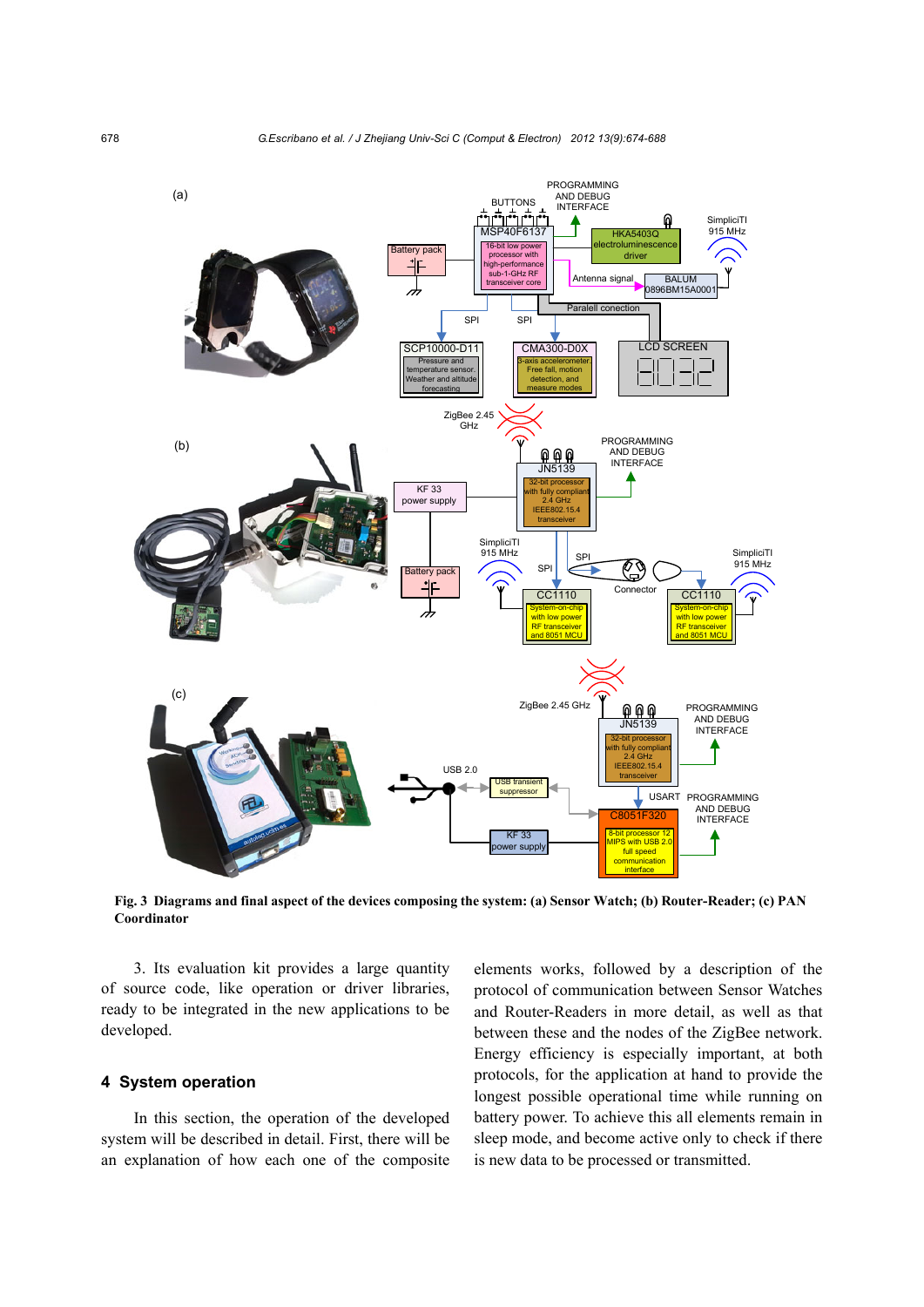**Fig. 3 Diagrams and final aspect of the devices composing the system: (a) Sensor Watch; (b) Router-Reader; (c) PAN Coordinator**

3. Its evaluation kit provides a large quantity of source code, like operation or driver libraries, ready to be integrated in the new applications to be developed.

## 4 System operation

In this section, the operation of the developed system will be described in detail. First, there will be an explanation of how each one of the composite elements works, followed by a description of the protocol of communication between Sensor Watches and Router-Readers in more detail, as well as that between these and the nodes of the ZigBee network. Energy efficiency is especially important, at both protocols, for the application at hand to provide the longest possible operational time while running on battery power. To achieve this all elements remain in sleep mode, and become active only to check if there is new data to be processed or transmitted.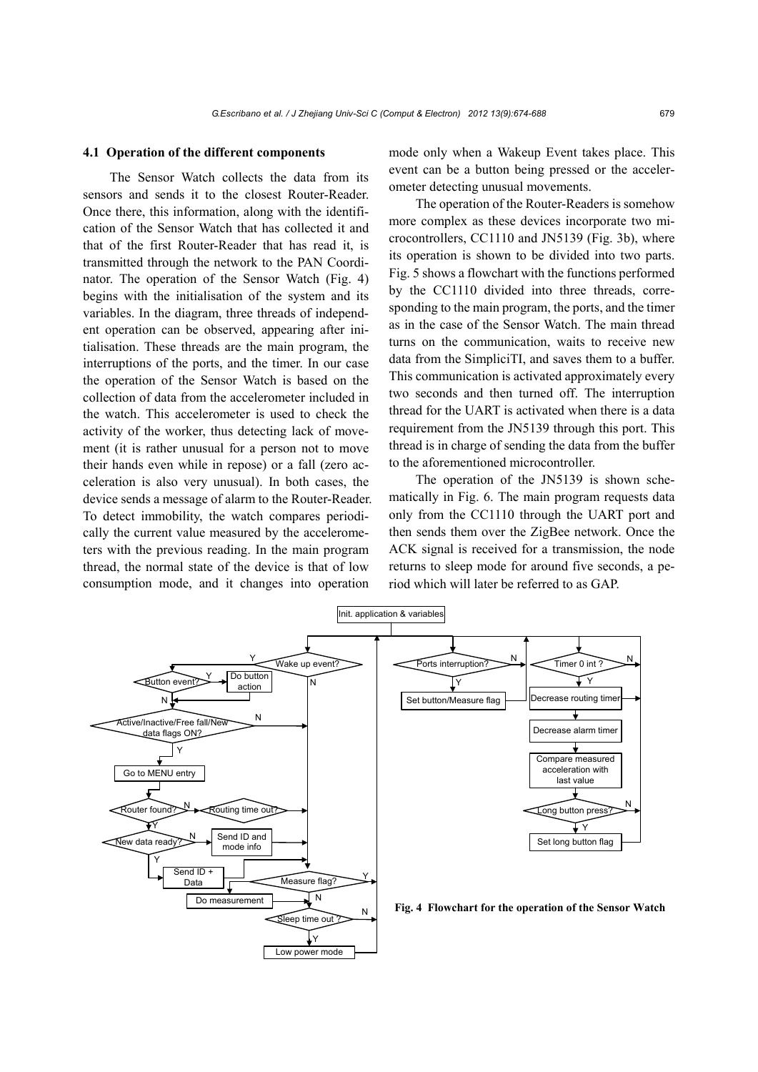### 4.1 Operation of the different components

The Sensor Watch collects the data from its sensors and sends it to the closest Router-Reader. Once there, this information, along with the identification of the Sensor Watch that has collected it and that of the first Router-Reader that has read it, is transmitted through the network to the PAN Coordinator. The operation of the Sensor Watch (Fig. 4) begins with the initialisation of the system and its variables. In the diagram, three threads of independent operation can be observed, appearing after initialisation. These threads are the main program, the interruptions of the ports, and the timer. In our case the operation of the Sensor Watch is based on the collection of data from the accelerometer included in the watch. This accelerometer is used to check the activity of the worker, thus detecting lack of movement (it is rather unusual for a person not to move their hands even while in repose) or a fall (zero acceleration is also very unusual). In both cases, the device sends a message of alarm to the Router-Reader. To detect immobility, the watch compares periodically the current value measured by the accelerometers with the previous reading. In the main program thread, the normal state of the device is that of low consumption mode, and it changes into operation mode only when a Wakeup Event takes place. This event can be a button being pressed or the accelerometer detecting unusual movements.

The operation of the Router-Readers is somehow more complex as these devices incorporate two microcontrollers, CC1110 and JN5139 (Fig. 3b), where its operation is shown to be divided into two parts. Fig. 5 shows a flowchart with the functions performed by the CC1110 divided into three threads, corresponding to the main program, the ports, and the timer as in the case of the Sensor Watch. The main thread turns on the communication, waits to receive new data from the SimpliciTI, and saves them to a buffer. This communication is activated approximately every two seconds and then turned off. The interruption thread for the UART is activated when there is a data requirement from the JN5139 through this port. This thread is in charge of sending the data from the buffer to the aforementioned microcontroller.

The operation of the JN5139 is shown schematically in Fig. 6. The main program requests data only from the CC1110 through the UART port and then sends them over the ZigBee network. Once the ACK signal is received for a transmission, the node returns to sleep mode for around five seconds, a period which will later be referred to as GAP.

Init. application & variables
Wake up event?
Button event?
Do button action
Active/Inactive/Free fall/New data flags ON?
Go to MENU entry
Router found?
Routing time out?
New data ready?
Send ID and mode info
Send ID + Data
Measure flag?
Do measurement
Sleep time out ?
Low power mode
Ports interruption?
Set button/Measure flag
Timer 0 int ?
Decrease routing timer
Decrease alarm timer
Compare measured acceleration with last value
Long button press?
Set long button flag
Y
N

**Fig. 4 Flowchart for the operation of the Sensor Watch**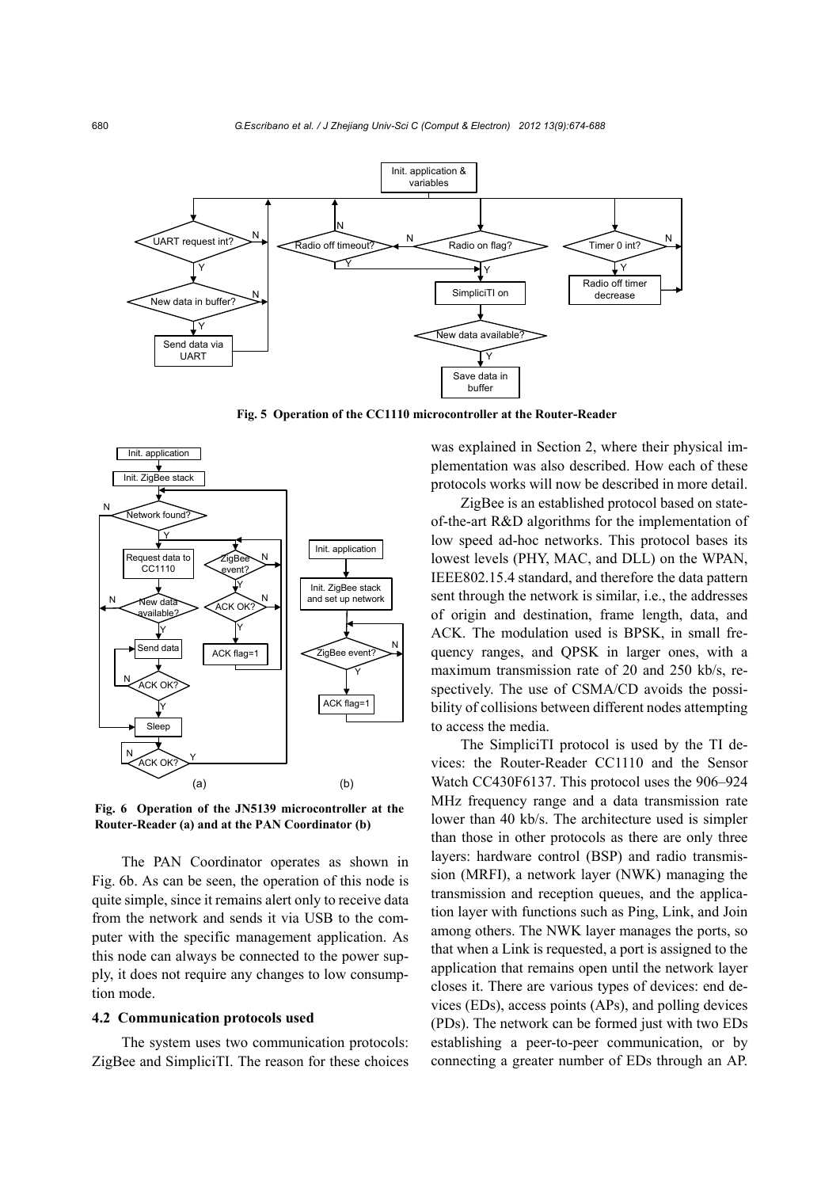Fig. 5 Operation of the CC1110 microcontroller at the Router-Reader

Fig. 6 Operation of the JN5139 microcontroller at the Router-Reader (a) and at the PAN Coordinator (b)

The PAN Coordinator operates as shown in Fig. 6b. As can be seen, the operation of this node is quite simple, since it remains alert only to receive data from the network and sends it via USB to the computer with the specific management application. As this node can always be connected to the power supply, it does not require any changes to low consumption mode.

### 4.2 Communication protocols used

The system uses two communication protocols: ZigBee and SimpliciTI. The reason for these choices was explained in Section 2, where their physical implementation was also described. How each of these protocols works will now be described in more detail.

ZigBee is an established protocol based on state-of-the-art R&D algorithms for the implementation of low speed ad-hoc networks. This protocol bases its lowest levels (PHY, MAC, and DLL) on the WPAN, IEEE802.15.4 standard, and therefore the data pattern sent through the network is similar, i.e., the addresses of origin and destination, frame length, data, and ACK. The modulation used is BPSK, in small frequency ranges, and QPSK in larger ones, with a maximum transmission rate of 20 and 250 kb/s, respectively. The use of CSMA/CD avoids the possibility of collisions between different nodes attempting to access the media.

The SimpliciTI protocol is used by the TI devices: the Router-Reader CC1110 and the Sensor Watch CC430F6137. This protocol uses the 906–924 MHz frequency range and a data transmission rate lower than 40 kb/s. The architecture used is simpler than those in other protocols as there are only three layers: hardware control (BSP) and radio transmission (MRFI), a network layer (NWK) managing the transmission and reception queues, and the application layer with functions such as Ping, Link, and Join among others. The NWK layer manages the ports, so that when a Link is requested, a port is assigned to the application that remains open until the network layer closes it. There are various types of devices: end devices (EDs), access points (APs), and polling devices (PDs). The network can be formed just with two EDs establishing a peer-to-peer communication, or by connecting a greater number of EDs through an AP.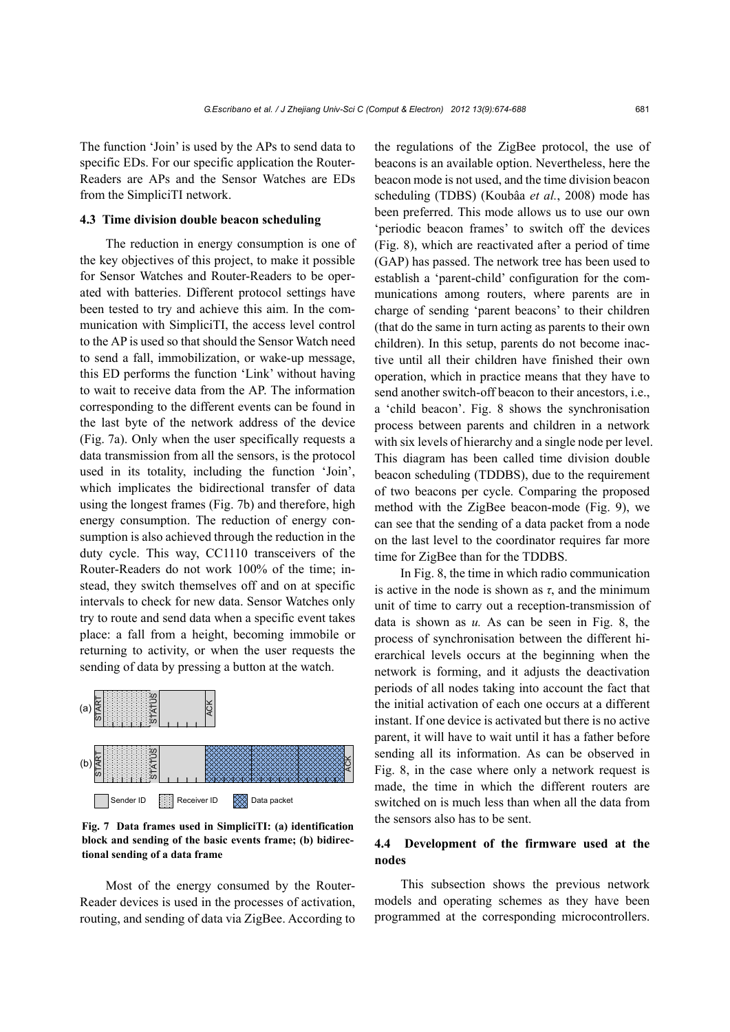The function ‘Join’ is used by the APs to send data to specific EDs. For our specific application the Router-Readers are APs and the Sensor Watches are EDs from the SimpliciTI network.

### 4.3 Time division double beacon scheduling

The reduction in energy consumption is one of the key objectives of this project, to make it possible for Sensor Watches and Router-Readers to be operated with batteries. Different protocol settings have been tested to try and achieve this aim. In the communication with SimpliciTI, the access level control to the AP is used so that should the Sensor Watch need to send a fall, immobilization, or wake-up message, this ED performs the function ‘Link’ without having to wait to receive data from the AP. The information corresponding to the different events can be found in the last byte of the network address of the device (Fig. 7a). Only when the user specifically requests a data transmission from all the sensors, is the protocol used in its totality, including the function ‘Join’, which implicates the bidirectional transfer of data using the longest frames (Fig. 7b) and therefore, high energy consumption. The reduction of energy consumption is also achieved through the reduction in the duty cycle. This way, CC1110 transceivers of the Router-Readers do not work 100% of the time; instead, they switch themselves off and on at specific intervals to check for new data. Sensor Watches only try to route and send data when a specific event takes place: a fall from a height, becoming immobile or returning to activity, or when the user requests the sending of data by pressing a button at the watch.

**Fig. 7 Data frames used in SimpliciTI: (a) identification block and sending of the basic events frame; (b) bidirectional sending of a data frame**

Most of the energy consumed by the Router-Reader devices is used in the processes of activation, routing, and sending of data via ZigBee. According to the regulations of the ZigBee protocol, the use of beacons is an available option. Nevertheless, here the beacon mode is not used, and the time division beacon scheduling (TDBS) (Koubâa *et al.*, 2008) mode has been preferred. This mode allows us to use our own ‘periodic beacon frames’ to switch off the devices (Fig. 8), which are reactivated after a period of time (GAP) has passed. The network tree has been used to establish a ‘parent-child’ configuration for the communications among routers, where parents are in charge of sending ‘parent beacons’ to their children (that do the same in turn acting as parents to their own children). In this setup, parents do not become inactive until all their children have finished their own operation, which in practice means that they have to send another switch-off beacon to their ancestors, i.e., a ‘child beacon’. Fig. 8 shows the synchronisation process between parents and children in a network with six levels of hierarchy and a single node per level. This diagram has been called time division double beacon scheduling (TDDBS), due to the requirement of two beacons per cycle. Comparing the proposed method with the ZigBee beacon-mode (Fig. 9), we can see that the sending of a data packet from a node on the last level to the coordinator requires far more time for ZigBee than for the TDDBS.

In Fig. 8, the time in which radio communication is active in the node is shown as $\tau$, and the minimum unit of time to carry out a reception-transmission of data is shown as $u$. As can be seen in Fig. 8, the process of synchronisation between the different hierarchical levels occurs at the beginning when the network is forming, and it adjusts the deactivation periods of all nodes taking into account the fact that the initial activation of each one occurs at a different instant. If one device is activated but there is no active parent, it will have to wait until it has a father before sending all its information. As can be observed in Fig. 8, in the case where only a network request is made, the time in which the different routers are switched on is much less than when all the data from the sensors also has to be sent.

### 4.4 Development of the firmware used at the nodes

This subsection shows the previous network models and operating schemes as they have been programmed at the corresponding microcontrollers.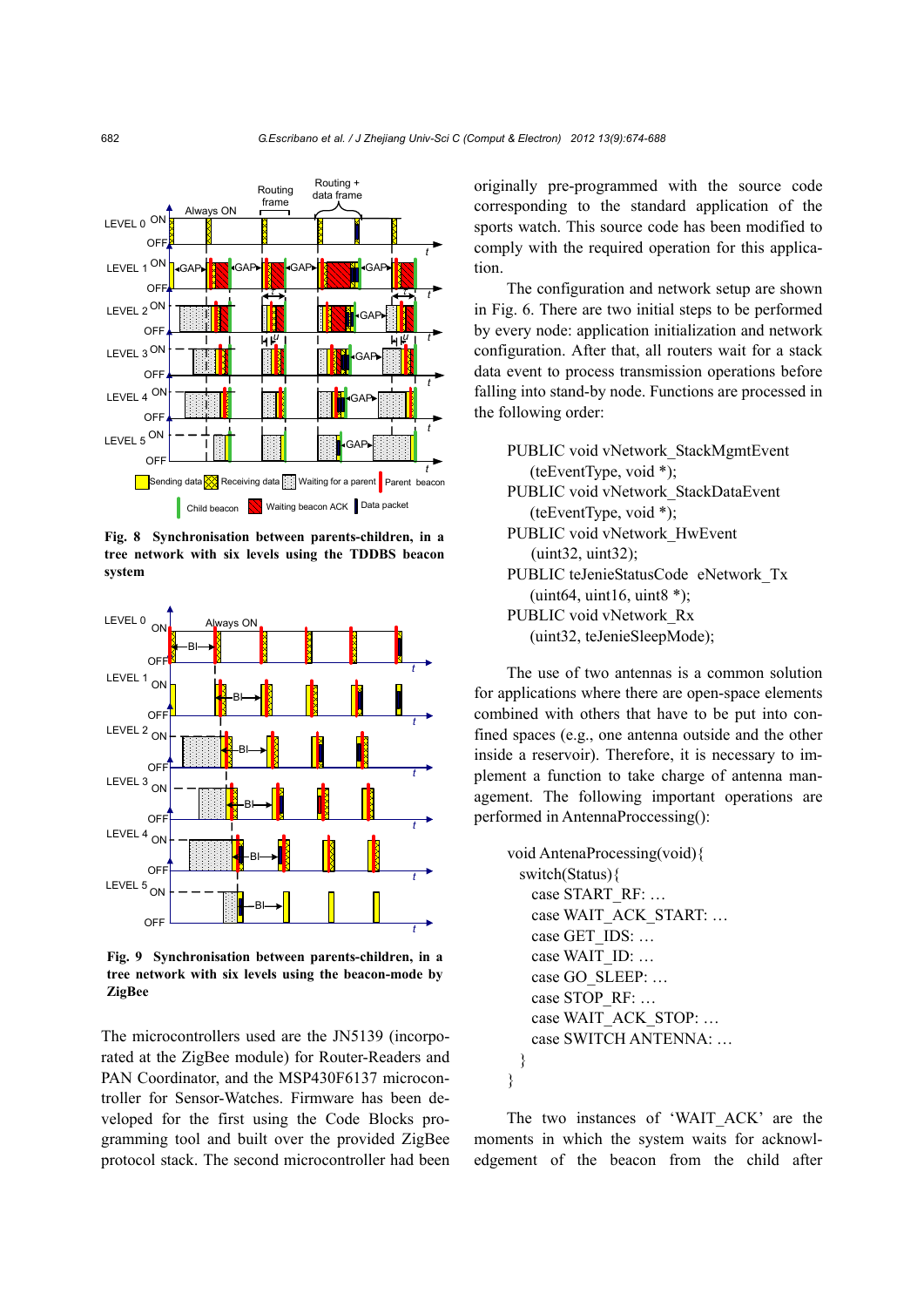**Fig. 8 Synchronisation between parents-children, in a tree network with six levels using the TDDBS beacon system**

**Fig. 9 Synchronisation between parents-children, in a tree network with six levels using the beacon-mode by ZigBee**

The microcontrollers used are the JN5139 (incorporated at the ZigBee module) for Router-Readers and PAN Coordinator, and the MSP430F6137 microcontroller for Sensor-Watches. Firmware has been developed for the first using the Code Blocks programming tool and built over the provided ZigBee protocol stack. The second microcontroller had been originally pre-programmed with the source code corresponding to the standard application of the sports watch. This source code has been modified to comply with the required operation for this application.

The configuration and network setup are shown in Fig. 6. There are two initial steps to be performed by every node: application initialization and network configuration. After that, all routers wait for a stack data event to process transmission operations before falling into stand-by node. Functions are processed in the following order:

```
PUBLIC void vNetwork_StackMgmtEvent
    (teEventType, void *);
PUBLIC void vNetwork_StackDataEvent
    (teEventType, void *);
PUBLIC void vNetwork_HwEvent
    (uint32, uint32);
PUBLIC teJenieStatusCode  eNetwork_Tx
    (uint64, uint16, uint8 *);
PUBLIC void vNetwork_Rx
    (uint32, teJenieSleepMode);
```

The use of two antennas is a common solution for applications where there are open-space elements combined with others that have to be put into confined spaces (e.g., one antenna outside and the other inside a reservoir). Therefore, it is necessary to implement a function to take charge of antenna management. The following important operations are performed in AntennaProccessing():

```
void AntenaProcessing(void){
  switch(Status){
    case START_RF: …
    case WAIT_ACK_START: …
    case GET_IDS: …
    case WAIT_ID: …
    case GO_SLEEP: …
    case STOP_RF: …
    case WAIT_ACK_STOP: …
    case SWITCH ANTENNA: …
  }
}
```

The two instances of 'WAIT_ACK' are the moments in which the system waits for acknowledgement of the beacon from the child after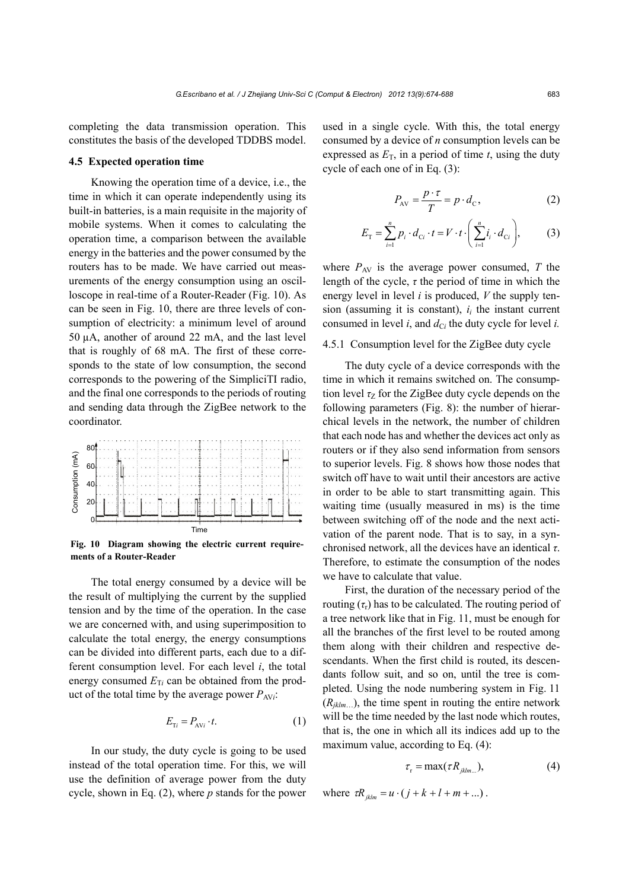completing the data transmission operation. This constitutes the basis of the developed TDDBS model.

### 4.5 Expected operation time

Knowing the operation time of a device, i.e., the time in which it can operate independently using its built-in batteries, is a main requisite in the majority of mobile systems. When it comes to calculating the operation time, a comparison between the available energy in the batteries and the power consumed by the routers has to be made. We have carried out measurements of the energy consumption using an oscilloscope in real-time of a Router-Reader (Fig. 10). As can be seen in Fig. 10, there are three levels of consumption of electricity: a minimum level of around 50 μA, another of around 22 mA, and the last level that is roughly of 68 mA. The first of these corresponds to the state of low consumption, the second corresponds to the powering of the SimpliciTI radio, and the final one corresponds to the periods of routing and sending data through the ZigBee network to the coordinator.

**Fig. 10 Diagram showing the electric current requirements of a Router-Reader**

The total energy consumed by a device will be the result of multiplying the current by the supplied tension and by the time of the operation. In the case we are concerned with, and using superimposition to calculate the total energy, the energy consumptions can be divided into different parts, each due to a different consumption level. For each level $i$, the total energy consumed $E_{\mathrm{T}i}$ can be obtained from the product of the total time by the average power $P_{\mathrm{AV}i}$:

$$E_{\mathrm{T}i} = P_{\mathrm{AV}i} \cdot t. \tag{1}$$

In our study, the duty cycle is going to be used instead of the total operation time. For this, we will use the definition of average power from the duty cycle, shown in Eq. (2), where $p$ stands for the power used in a single cycle. With this, the total energy consumed by a device of $n$ consumption levels can be expressed as $E_{\mathrm{T}}$, in a period of time $t$, using the duty cycle of each one of in Eq. (3):

$$P_{\mathrm{AV}} = \frac{p \cdot \tau}{T} = p \cdot d_{\mathrm{C}}, \tag{2}$$

$$E_{\mathrm{T}} = \sum_{i=1}^{n} p_i \cdot d_{\mathrm{C}i} \cdot t = V \cdot t \cdot \left( \sum_{i=1}^{n} i_i \cdot d_{\mathrm{C}i} \right), \tag{3}$$

where $P_{\mathrm{AV}}$ is the average power consumed, $T$ the length of the cycle, $\tau$ the period of time in which the energy level in level $i$ is produced, $V$ the supply tension (assuming it is constant), $i_i$ the instant current consumed in level $i$, and $d_{\mathrm{C}i}$ the duty cycle for level $i$.

#### 4.5.1 Consumption level for the ZigBee duty cycle

The duty cycle of a device corresponds with the time in which it remains switched on. The consumption level $\tau_Z$ for the ZigBee duty cycle depends on the following parameters (Fig. 8): the number of hierarchical levels in the network, the number of children that each node has and whether the devices act only as routers or if they also send information from sensors to superior levels. Fig. 8 shows how those nodes that switch off have to wait until their ancestors are active in order to be able to start transmitting again. This waiting time (usually measured in ms) is the time between switching off of the node and the next activation of the parent node. That is to say, in a synchronised network, all the devices have an identical $\tau$. Therefore, to estimate the consumption of the nodes we have to calculate that value.

First, the duration of the necessary period of the routing ($\tau_{\mathrm{r}}$) has to be calculated. The routing period of a tree network like that in Fig. 11, must be enough for all the branches of the first level to be routed among them along with their children and respective descendants. When the first child is routed, its descendants follow suit, and so on, until the tree is completed. Using the node numbering system in Fig. 11 ($R_{jklm\ldots}$), the time spent in routing the entire network will be the time needed by the last node which routes, that is, the one in which all its indices add up to the maximum value, according to Eq. (4):

$$\tau_{\mathrm{r}} = \max(\tau R_{jklm\ldots}), \tag{4}$$

where $\tau R_{jklm} = u \cdot (j + k + l + m + \ldots)$.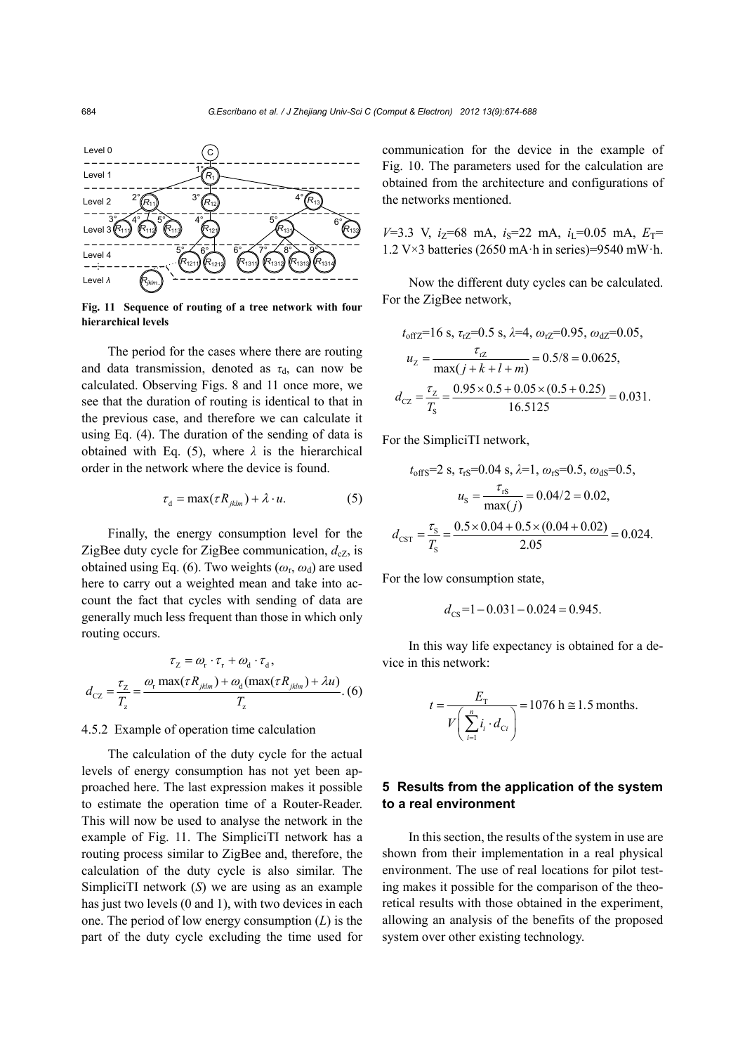Fig. 11 Sequence of routing of a tree network with four hierarchical levels

The period for the cases where there are routing and data transmission, denoted as $\tau_d$, can now be calculated. Observing Figs. 8 and 11 once more, we see that the duration of routing is identical to that in the previous case, and therefore we can calculate it using Eq. (4). The duration of the sending of data is obtained with Eq. (5), where $\lambda$ is the hierarchical order in the network where the device is found.

$$\tau_{\rm d} = \max(\tau R_{jklm}) + \lambda \cdot u. \tag{5}$$

Finally, the energy consumption level for the ZigBee duty cycle for ZigBee communication, $d_{\rm cZ}$, is obtained using Eq. (6). Two weights ($\omega_{\rm r}$, $\omega_{\rm d}$) are used here to carry out a weighted mean and take into account the fact that cycles with sending of data are generally much less frequent than those in which only routing occurs.

$$\tau_{\rm Z} = \omega_{\rm r} \cdot \tau_{\rm r} + \omega_{\rm d} \cdot \tau_{\rm d},$$

$$d_{\rm CZ} = \frac{\tau_{\rm Z}}{T_{\rm z}} = \frac{\omega_{\rm r} \max(\tau R_{jklm}) + \omega_{\rm d}(\max(\tau R_{jklm}) + \lambda u)}{T_{\rm z}}. \tag{6}$$

### 4.5.2 Example of operation time calculation

The calculation of the duty cycle for the actual levels of energy consumption has not yet been approached here. The last expression makes it possible to estimate the operation time of a Router-Reader. This will now be used to analyse the network in the example of Fig. 11. The SimpliciTI network has a routing process similar to ZigBee and, therefore, the calculation of the duty cycle is also similar. The SimpliciTI network ($S$) we are using as an example has just two levels (0 and 1), with two devices in each one. The period of low energy consumption ($L$) is the part of the duty cycle excluding the time used for communication for the device in the example of Fig. 10. The parameters used for the calculation are obtained from the architecture and configurations of the networks mentioned.

$V$=3.3 V, $i_{\rm Z}$=68 mA, $i_{\rm S}$=22 mA, $i_{\rm L}$=0.05 mA, $E_{\rm T}$= 1.2 V×3 batteries (2650 mA·h in series)=9540 mW·h.

Now the different duty cycles can be calculated. For the ZigBee network,

$$t_{\rm offZ}=16 \text{ s}, \tau_{\rm rZ}=0.5 \text{ s}, \lambda=4, \omega_{\rm rZ}=0.95, \omega_{\rm dZ}=0.05,$$

$$u_{\rm Z} = \frac{\tau_{\rm rZ}}{\max(j+k+l+m)} = 0.5/8 = 0.0625,$$

$$d_{\rm CZ} = \frac{\tau_{\rm Z}}{T_{\rm S}} = \frac{0.95 \times 0.5 + 0.05 \times (0.5 + 0.25)}{16.5125} = 0.031.$$

For the SimpliciTI network,

$$t_{\rm offS}=2 \text{ s}, \tau_{\rm rS}=0.04 \text{ s}, \lambda=1, \omega_{\rm rS}=0.5, \omega_{\rm dS}=0.5,$$

$$u_{\rm S} = \frac{\tau_{\rm rS}}{\max(j)} = 0.04/2 = 0.02,$$

$$d_{\rm CST} = \frac{\tau_{\rm S}}{T_{\rm S}} = \frac{0.5 \times 0.04 + 0.5 \times (0.04 + 0.02)}{2.05} = 0.024.$$

For the low consumption state,

$$d_{\rm CS} = 1 - 0.031 - 0.024 = 0.945.$$

In this way life expectancy is obtained for a device in this network:

$$t = \frac{E_{\rm T}}{V\left(\sum_{i=1}^{n} i_i \cdot d_{{\rm C}i}\right)} = 1076 \text{ h} \cong 1.5 \text{ months}.$$

## 5 Results from the application of the system to a real environment

In this section, the results of the system in use are shown from their implementation in a real physical environment. The use of real locations for pilot testing makes it possible for the comparison of the theoretical results with those obtained in the experiment, allowing an analysis of the benefits of the proposed system over other existing technology.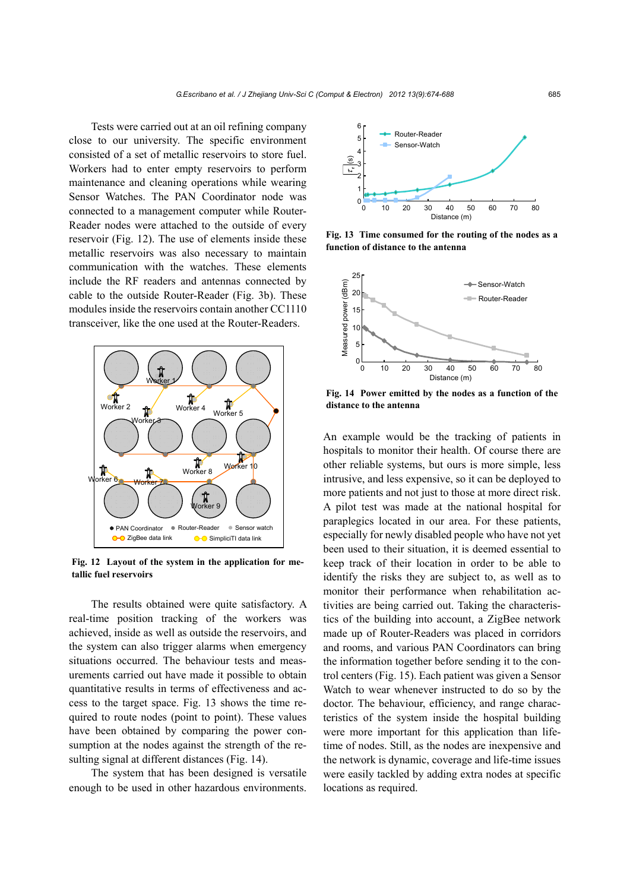Tests were carried out at an oil refining company close to our university. The specific environment consisted of a set of metallic reservoirs to store fuel. Workers had to enter empty reservoirs to perform maintenance and cleaning operations while wearing Sensor Watches. The PAN Coordinator node was connected to a management computer while Router-Reader nodes were attached to the outside of every reservoir (Fig. 12). The use of elements inside these metallic reservoirs was also necessary to maintain communication with the watches. These elements include the RF readers and antennas connected by cable to the outside Router-Reader (Fig. 3b). These modules inside the reservoirs contain another CC1110 transceiver, like the one used at the Router-Readers.

**Fig. 12 Layout of the system in the application for metallic fuel reservoirs**

The results obtained were quite satisfactory. A real-time position tracking of the workers was achieved, inside as well as outside the reservoirs, and the system can also trigger alarms when emergency situations occurred. The behaviour tests and measurements carried out have made it possible to obtain quantitative results in terms of effectiveness and access to the target space. Fig. 13 shows the time required to route nodes (point to point). These values have been obtained by comparing the power consumption at the nodes against the strength of the resulting signal at different distances (Fig. 14).

The system that has been designed is versatile enough to be used in other hazardous environments.

**Fig. 13 Time consumed for the routing of the nodes as a function of distance to the antenna**

**Fig. 14 Power emitted by the nodes as a function of the distance to the antenna**

An example would be the tracking of patients in hospitals to monitor their health. Of course there are other reliable systems, but ours is more simple, less intrusive, and less expensive, so it can be deployed to more patients and not just to those at more direct risk. A pilot test was made at the national hospital for paraplegics located in our area. For these patients, especially for newly disabled people who have not yet been used to their situation, it is deemed essential to keep track of their location in order to be able to identify the risks they are subject to, as well as to monitor their performance when rehabilitation activities are being carried out. Taking the characteristics of the building into account, a ZigBee network made up of Router-Readers was placed in corridors and rooms, and various PAN Coordinators can bring the information together before sending it to the control centers (Fig. 15). Each patient was given a Sensor Watch to wear whenever instructed to do so by the doctor. The behaviour, efficiency, and range characteristics of the system inside the hospital building were more important for this application than lifetime of nodes. Still, as the nodes are inexpensive and the network is dynamic, coverage and life-time issues were easily tackled by adding extra nodes at specific locations as required.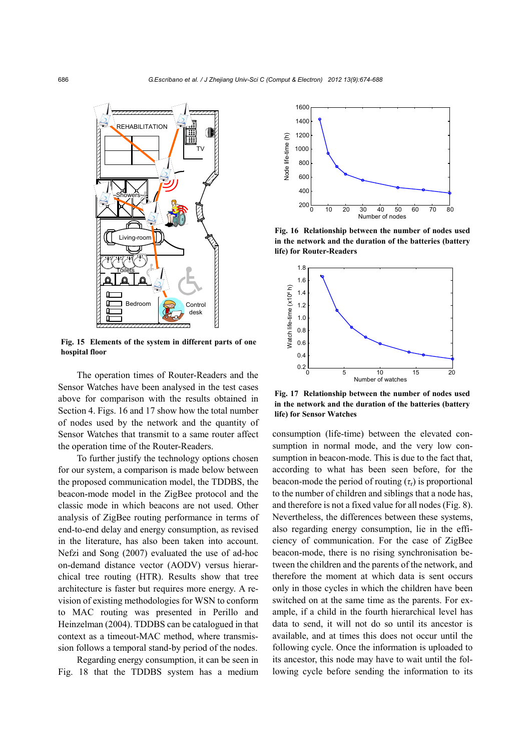Fig. 15 Elements of the system in different parts of one hospital floor

Fig. 16 Relationship between the number of nodes used in the network and the duration of the batteries (battery life) for Router-Readers

Fig. 17 Relationship between the number of nodes used in the network and the duration of the batteries (battery life) for Sensor Watches

The operation times of Router-Readers and the Sensor Watches have been analysed in the test cases above for comparison with the results obtained in Section 4. Figs. 16 and 17 show how the total number of nodes used by the network and the quantity of Sensor Watches that transmit to a same router affect the operation time of the Router-Readers.

To further justify the technology options chosen for our system, a comparison is made below between the proposed communication model, the TDDBS, the beacon-mode model in the ZigBee protocol and the classic mode in which beacons are not used. Other analysis of ZigBee routing performance in terms of end-to-end delay and energy consumption, as revised in the literature, has also been taken into account. Nefzi and Song (2007) evaluated the use of ad-hoc on-demand distance vector (AODV) versus hierarchical tree routing (HTR). Results show that tree architecture is faster but requires more energy. A revision of existing methodologies for WSN to conform to MAC routing was presented in Perillo and Heinzelman (2004). TDDBS can be catalogued in that context as a timeout-MAC method, where transmission follows a temporal stand-by period of the nodes.

Regarding energy consumption, it can be seen in Fig. 18 that the TDDBS system has a medium consumption (life-time) between the elevated consumption in normal mode, and the very low consumption in beacon-mode. This is due to the fact that, according to what has been seen before, for the beacon-mode the period of routing ($\tau_r$) is proportional to the number of children and siblings that a node has, and therefore is not a fixed value for all nodes (Fig. 8). Nevertheless, the differences between these systems, also regarding energy consumption, lie in the efficiency of communication. For the case of ZigBee beacon-mode, there is no rising synchronisation between the children and the parents of the network, and therefore the moment at which data is sent occurs only in those cycles in which the children have been switched on at the same time as the parents. For example, if a child in the fourth hierarchical level has data to send, it will not do so until its ancestor is available, and at times this does not occur until the following cycle. Once the information is uploaded to its ancestor, this node may have to wait until the following cycle before sending the information to its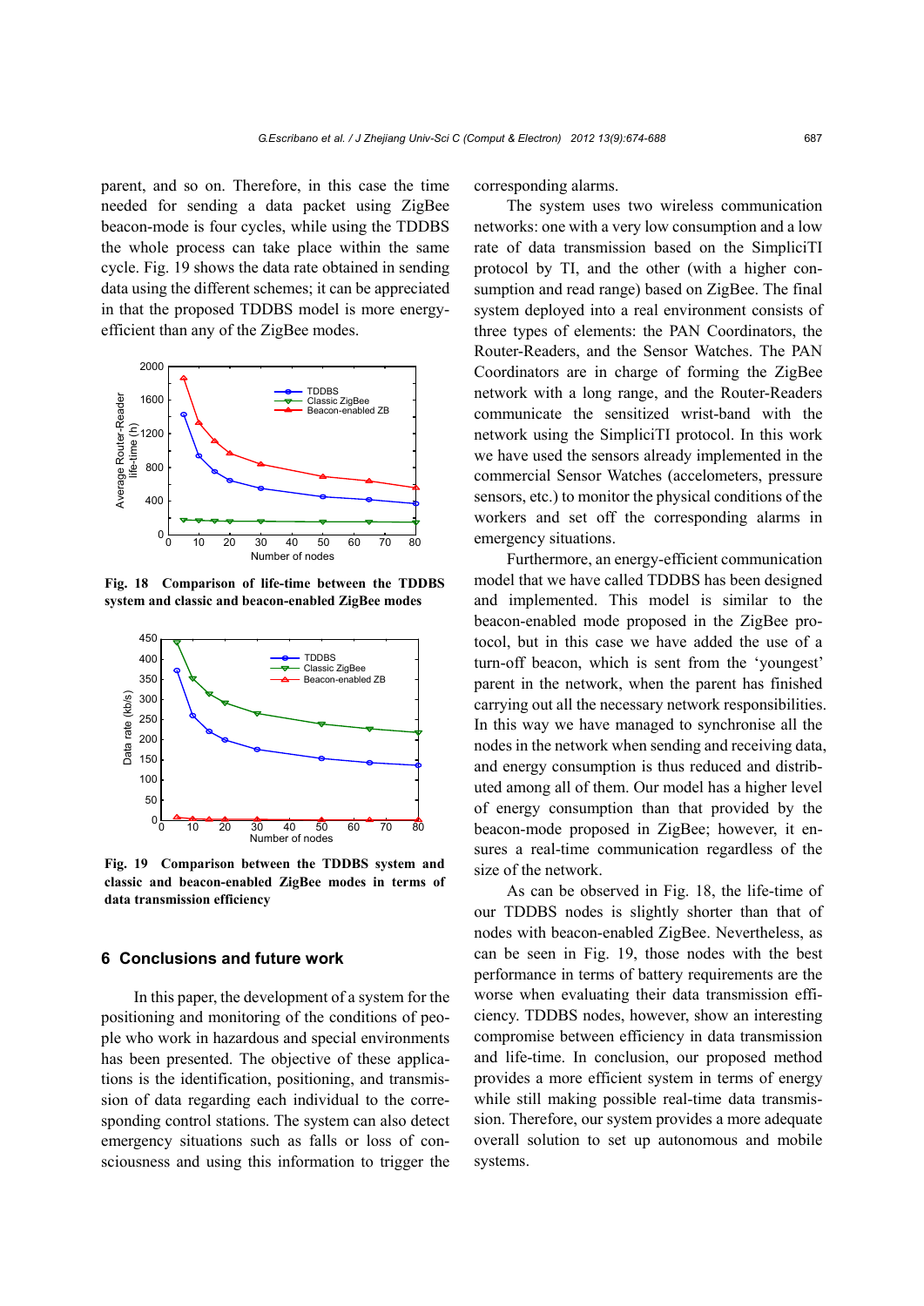parent, and so on. Therefore, in this case the time needed for sending a data packet using ZigBee beacon-mode is four cycles, while using the TDDBS the whole process can take place within the same cycle. Fig. 19 shows the data rate obtained in sending data using the different schemes; it can be appreciated in that the proposed TDDBS model is more energy-efficient than any of the ZigBee modes.

**Fig. 18 Comparison of life-time between the TDDBS system and classic and beacon-enabled ZigBee modes**

**Fig. 19 Comparison between the TDDBS system and classic and beacon-enabled ZigBee modes in terms of data transmission efficiency**

## 6 Conclusions and future work

In this paper, the development of a system for the positioning and monitoring of the conditions of people who work in hazardous and special environments has been presented. The objective of these applications is the identification, positioning, and transmission of data regarding each individual to the corresponding control stations. The system can also detect emergency situations such as falls or loss of consciousness and using this information to trigger the corresponding alarms.

The system uses two wireless communication networks: one with a very low consumption and a low rate of data transmission based on the SimpliciTI protocol by TI, and the other (with a higher consumption and read range) based on ZigBee. The final system deployed into a real environment consists of three types of elements: the PAN Coordinators, the Router-Readers, and the Sensor Watches. The PAN Coordinators are in charge of forming the ZigBee network with a long range, and the Router-Readers communicate the sensitized wrist-band with the network using the SimpliciTI protocol. In this work we have used the sensors already implemented in the commercial Sensor Watches (accelometers, pressure sensors, etc.) to monitor the physical conditions of the workers and set off the corresponding alarms in emergency situations.

Furthermore, an energy-efficient communication model that we have called TDDBS has been designed and implemented. This model is similar to the beacon-enabled mode proposed in the ZigBee protocol, but in this case we have added the use of a turn-off beacon, which is sent from the 'youngest' parent in the network, when the parent has finished carrying out all the necessary network responsibilities. In this way we have managed to synchronise all the nodes in the network when sending and receiving data, and energy consumption is thus reduced and distributed among all of them. Our model has a higher level of energy consumption than that provided by the beacon-mode proposed in ZigBee; however, it ensures a real-time communication regardless of the size of the network.

As can be observed in Fig. 18, the life-time of our TDDBS nodes is slightly shorter than that of nodes with beacon-enabled ZigBee. Nevertheless, as can be seen in Fig. 19, those nodes with the best performance in terms of battery requirements are the worse when evaluating their data transmission efficiency. TDDBS nodes, however, show an interesting compromise between efficiency in data transmission and life-time. In conclusion, our proposed method provides a more efficient system in terms of energy while still making possible real-time data transmission. Therefore, our system provides a more adequate overall solution to set up autonomous and mobile systems.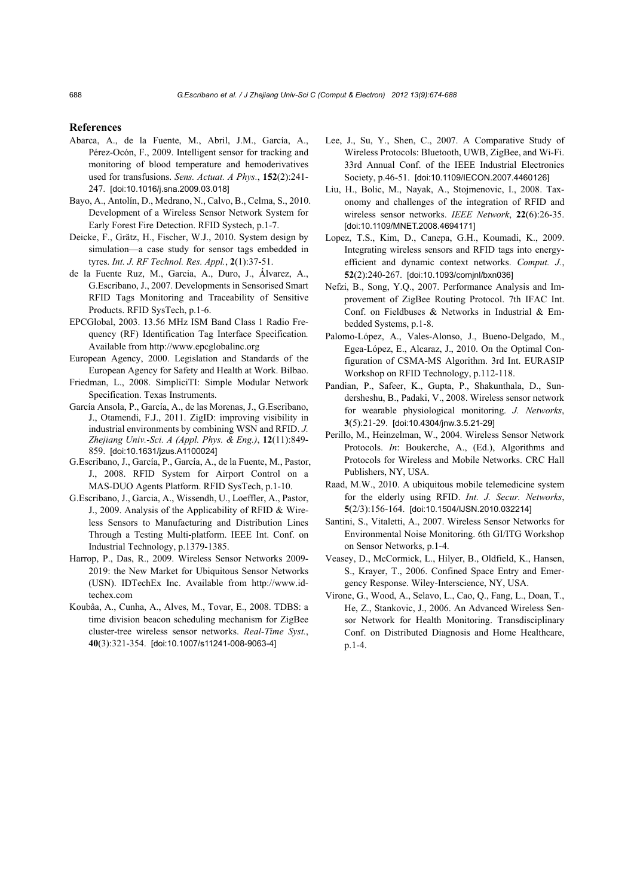## References

Abarca, A., de la Fuente, M., Abril, J.M., García, A., Pérez-Ocón, F., 2009. Intelligent sensor for tracking and monitoring of blood temperature and hemoderivatives used for transfusions. *Sens. Actuat. A Phys.*, **152**(2):241-247. [doi:10.1016/j.sna.2009.03.018]

Bayo, A., Antolín, D., Medrano, N., Calvo, B., Celma, S., 2010. Development of a Wireless Sensor Network System for Early Forest Fire Detection. RFID Systech, p.1-7.

Deicke, F., Grätz, H., Fischer, W.J., 2010. System design by simulation—a case study for sensor tags embedded in tyres. *Int. J. RF Technol. Res. Appl.*, **2**(1):37-51.

de la Fuente Ruz, M., Garcia, A., Duro, J., Álvarez, A., G.Escribano, J., 2007. Developments in Sensorised Smart RFID Tags Monitoring and Traceability of Sensitive Products. RFID SysTech, p.1-6.

EPCGlobal, 2003. 13.56 MHz ISM Band Class 1 Radio Frequency (RF) Identification Tag Interface Specification. Available from http://www.epcglobalinc.org

European Agency, 2000. Legislation and Standards of the European Agency for Safety and Health at Work. Bilbao.

Friedman, L., 2008. SimpliciTI: Simple Modular Network Specification. Texas Instruments.

García Ansola, P., García, A., de las Morenas, J., G.Escribano, J., Otamendi, F.J., 2011. ZigID: improving visibility in industrial environments by combining WSN and RFID. *J. Zhejiang Univ.-Sci. A (Appl. Phys. & Eng.)*, **12**(11):849-859. [doi:10.1631/jzus.A1100024]

G.Escribano, J., García, P., García, A., de la Fuente, M., Pastor, J., 2008. RFID System for Airport Control on a MAS-DUO Agents Platform. RFID SysTech, p.1-10.

G.Escribano, J., Garcia, A., Wissendh, U., Loeffler, A., Pastor, J., 2009. Analysis of the Applicability of RFID & Wireless Sensors to Manufacturing and Distribution Lines Through a Testing Multi-platform. IEEE Int. Conf. on Industrial Technology, p.1379-1385.

Harrop, P., Das, R., 2009. Wireless Sensor Networks 2009-2019: the New Market for Ubiquitous Sensor Networks (USN). IDTechEx Inc. Available from http://www.idtechex.com

Koubâa, A., Cunha, A., Alves, M., Tovar, E., 2008. TDBS: a time division beacon scheduling mechanism for ZigBee cluster-tree wireless sensor networks. *Real-Time Syst.*, **40**(3):321-354. [doi:10.1007/s11241-008-9063-4]

Lee, J., Su, Y., Shen, C., 2007. A Comparative Study of Wireless Protocols: Bluetooth, UWB, ZigBee, and Wi-Fi. 33rd Annual Conf. of the IEEE Industrial Electronics Society, p.46-51. [doi:10.1109/IECON.2007.4460126]

Liu, H., Bolic, M., Nayak, A., Stojmenovic, I., 2008. Taxonomy and challenges of the integration of RFID and wireless sensor networks. *IEEE Network*, **22**(6):26-35. [doi:10.1109/MNET.2008.4694171]

Lopez, T.S., Kim, D., Canepa, G.H., Koumadi, K., 2009. Integrating wireless sensors and RFID tags into energy-efficient and dynamic context networks. *Comput. J.*, **52**(2):240-267. [doi:10.1093/comjnl/bxn036]

Nefzi, B., Song, Y.Q., 2007. Performance Analysis and Improvement of ZigBee Routing Protocol. 7th IFAC Int. Conf. on Fieldbuses & Networks in Industrial & Embedded Systems, p.1-8.

Palomo-López, A., Vales-Alonso, J., Bueno-Delgado, M., Egea-López, E., Alcaraz, J., 2010. On the Optimal Configuration of CSMA-MS Algorithm. 3rd Int. EURASIP Workshop on RFID Technology, p.112-118.

Pandian, P., Safeer, K., Gupta, P., Shakunthala, D., Sundersheshu, B., Padaki, V., 2008. Wireless sensor network for wearable physiological monitoring. *J. Networks*, **3**(5):21-29. [doi:10.4304/jnw.3.5.21-29]

Perillo, M., Heinzelman, W., 2004. Wireless Sensor Network Protocols. *In*: Boukerche, A., (Ed.), Algorithms and Protocols for Wireless and Mobile Networks. CRC Hall Publishers, NY, USA.

Raad, M.W., 2010. A ubiquitous mobile telemedicine system for the elderly using RFID. *Int. J. Secur. Networks*, **5**(2/3):156-164. [doi:10.1504/IJSN.2010.032214]

Santini, S., Vitaletti, A., 2007. Wireless Sensor Networks for Environmental Noise Monitoring. 6th GI/ITG Workshop on Sensor Networks, p.1-4.

Veasey, D., McCormick, L., Hilyer, B., Oldfield, K., Hansen, S., Krayer, T., 2006. Confined Space Entry and Emergency Response. Wiley-Interscience, NY, USA.

Virone, G., Wood, A., Selavo, L., Cao, Q., Fang, L., Doan, T., He, Z., Stankovic, J., 2006. An Advanced Wireless Sensor Network for Health Monitoring. Transdisciplinary Conf. on Distributed Diagnosis and Home Healthcare, p.1-4.